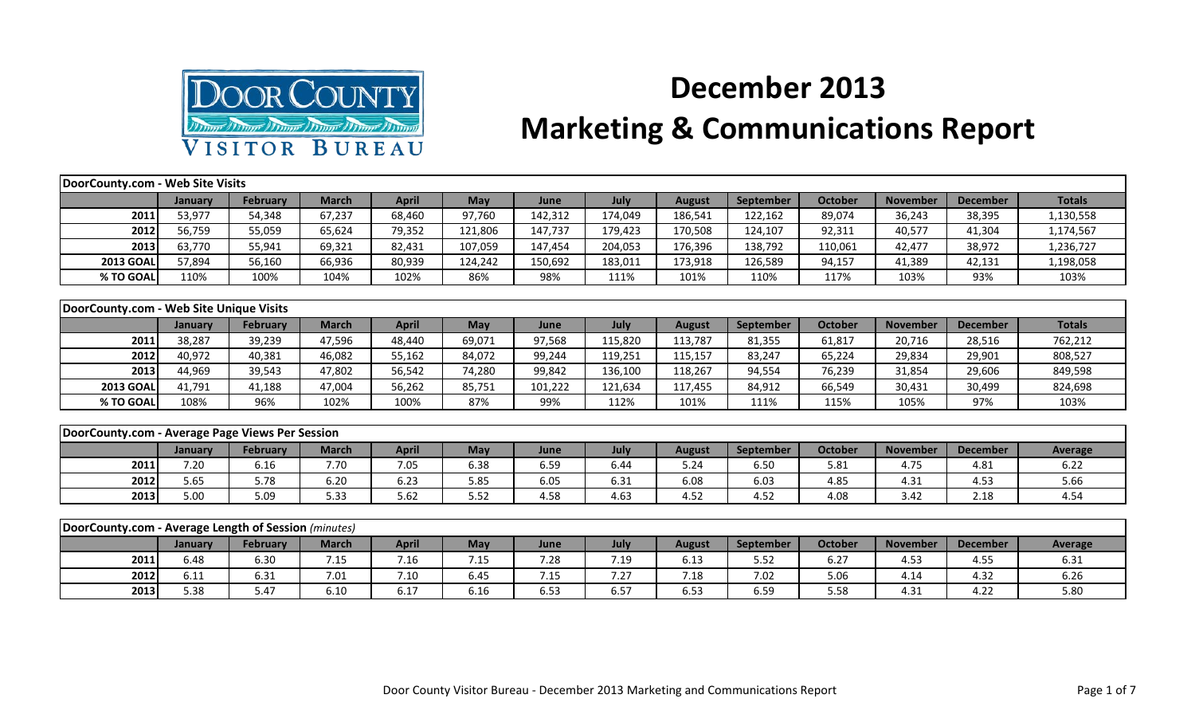# December 2013
# Marketing & Communications Report

DOOR COUNTY VISITOR BUREAU

**DoorCounty.com - Web Site Visits**

| | January | February | March | April | May | June | July | August | September | October | November | December | Totals |
|---|---|---|---|---|---|---|---|---|---|---|---|---|---|
| **2011** | 53,977 | 54,348 | 67,237 | 68,460 | 97,760 | 142,312 | 174,049 | 186,541 | 122,162 | 89,074 | 36,243 | 38,395 | 1,130,558 |
| **2012** | 56,759 | 55,059 | 65,624 | 79,352 | 121,806 | 147,737 | 179,423 | 170,508 | 124,107 | 92,311 | 40,577 | 41,304 | 1,174,567 |
| **2013** | 63,770 | 55,941 | 69,321 | 82,431 | 107,059 | 147,454 | 204,053 | 176,396 | 138,792 | 110,061 | 42,477 | 38,972 | 1,236,727 |
| **2013 GOAL** | 57,894 | 56,160 | 66,936 | 80,939 | 124,242 | 150,692 | 183,011 | 173,918 | 126,589 | 94,157 | 41,389 | 42,131 | 1,198,058 |
| **% TO GOAL** | 110% | 100% | 104% | 102% | 86% | 98% | 111% | 101% | 110% | 117% | 103% | 93% | 103% |

**DoorCounty.com - Web Site Unique Visits**

| | January | February | March | April | May | June | July | August | September | October | November | December | Totals |
|---|---|---|---|---|---|---|---|---|---|---|---|---|---|
| **2011** | 38,287 | 39,239 | 47,596 | 48,440 | 69,071 | 97,568 | 115,820 | 113,787 | 81,355 | 61,817 | 20,716 | 28,516 | 762,212 |
| **2012** | 40,972 | 40,381 | 46,082 | 55,162 | 84,072 | 99,244 | 119,251 | 115,157 | 83,247 | 65,224 | 29,834 | 29,901 | 808,527 |
| **2013** | 44,969 | 39,543 | 47,802 | 56,542 | 74,280 | 99,842 | 136,100 | 118,267 | 94,554 | 76,239 | 31,854 | 29,606 | 849,598 |
| **2013 GOAL** | 41,791 | 41,188 | 47,004 | 56,262 | 85,751 | 101,222 | 121,634 | 117,455 | 84,912 | 66,549 | 30,431 | 30,499 | 824,698 |
| **% TO GOAL** | 108% | 96% | 102% | 100% | 87% | 99% | 112% | 101% | 111% | 115% | 105% | 97% | 103% |

**DoorCounty.com - Average Page Views Per Session**

| | January | February | March | April | May | June | July | August | September | October | November | December | Average |
|---|---|---|---|---|---|---|---|---|---|---|---|---|---|
| **2011** | 7.20 | 6.16 | 7.70 | 7.05 | 6.38 | 6.59 | 6.44 | 5.24 | 6.50 | 5.81 | 4.75 | 4.81 | 6.22 |
| **2012** | 5.65 | 5.78 | 6.20 | 6.23 | 5.85 | 6.05 | 6.31 | 6.08 | 6.03 | 4.85 | 4.31 | 4.53 | 5.66 |
| **2013** | 5.00 | 5.09 | 5.33 | 5.62 | 5.52 | 4.58 | 4.63 | 4.52 | 4.52 | 4.08 | 3.42 | 2.18 | 4.54 |

**DoorCounty.com - Average Length of Session** *(minutes)*

| | January | February | March | April | May | June | July | August | September | October | November | December | Average |
|---|---|---|---|---|---|---|---|---|---|---|---|---|---|
| **2011** | 6.48 | 6.30 | 7.15 | 7.16 | 7.15 | 7.28 | 7.19 | 6.13 | 5.52 | 6.27 | 4.53 | 4.55 | 6.31 |
| **2012** | 6.11 | 6.31 | 7.01 | 7.10 | 6.45 | 7.15 | 7.27 | 7.18 | 7.02 | 5.06 | 4.14 | 4.32 | 6.26 |
| **2013** | 5.38 | 5.47 | 6.10 | 6.17 | 6.16 | 6.53 | 6.57 | 6.53 | 6.59 | 5.58 | 4.31 | 4.22 | 5.80 |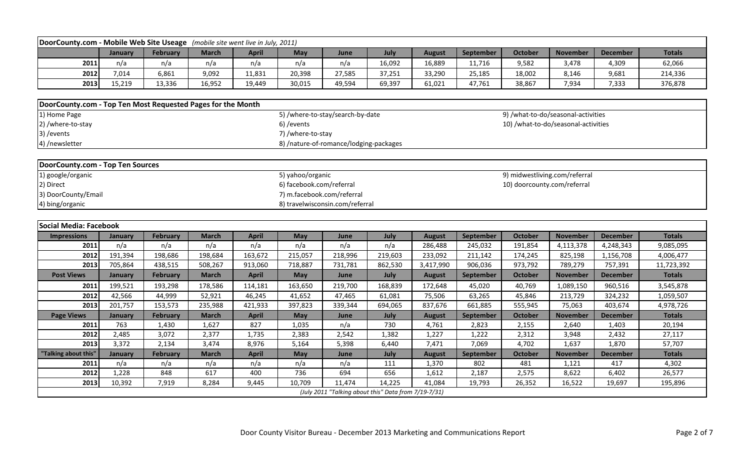| DoorCounty.com - Mobile Web Site Useage *(mobile site went live in July, 2011)* | | | | | | | | | | | | | |
|---|---|---|---|---|---|---|---|---|---|---|---|---|---|
| | January | February | March | April | May | June | July | August | September | October | November | December | Totals |
| 2011 | n/a | n/a | n/a | n/a | n/a | n/a | 16,092 | 16,889 | 11,716 | 9,582 | 3,478 | 4,309 | 62,066 |
| 2012 | 7,014 | 6,861 | 9,092 | 11,831 | 20,398 | 27,585 | 37,251 | 33,290 | 25,185 | 18,002 | 8,146 | 9,681 | 214,336 |
| 2013 | 15,219 | 13,336 | 16,952 | 19,449 | 30,015 | 49,594 | 69,397 | 61,021 | 47,761 | 38,867 | 7,934 | 7,333 | 376,878 |

**DoorCounty.com - Top Ten Most Requested Pages for the Month**

1) Home Page
2) /where-to-stay
3) /events
4) /newsletter
5) /where-to-stay/search-by-date
6) /events
7) /where-to-stay
8) /nature-of-romance/lodging-packages
9) /what-to-do/seasonal-activities
10) /what-to-do/seasonal-activities

**DoorCounty.com - Top Ten Sources**

1) google/organic
2) Direct
3) DoorCounty/Email
4) bing/organic
5) yahoo/organic
6) facebook.com/referral
7) m.facebook.com/referral
8) travelwisconsin.com/referral
9) midwestliving.com/referral
10) doorcounty.com/referral

| Social Media: Facebook | | | | | | | | | | | | | |
|---|---|---|---|---|---|---|---|---|---|---|---|---|---|
| **Impressions** | **January** | **February** | **March** | **April** | **May** | **June** | **July** | **August** | **September** | **October** | **November** | **December** | **Totals** |
| 2011 | n/a | n/a | n/a | n/a | n/a | n/a | n/a | 286,488 | 245,032 | 191,854 | 4,113,378 | 4,248,343 | 9,085,095 |
| 2012 | 191,394 | 198,686 | 198,684 | 163,672 | 215,057 | 218,996 | 219,603 | 233,092 | 211,142 | 174,245 | 825,198 | 1,156,708 | 4,006,477 |
| 2013 | 705,864 | 438,515 | 508,267 | 913,060 | 718,887 | 731,781 | 862,530 | 3,417,990 | 906,036 | 973,792 | 789,279 | 757,391 | 11,723,392 |
| **Post Views** | **January** | **February** | **March** | **April** | **May** | **June** | **July** | **August** | **September** | **October** | **November** | **December** | **Totals** |
| 2011 | 199,521 | 193,298 | 178,586 | 114,181 | 163,650 | 219,700 | 168,839 | 172,648 | 45,020 | 40,769 | 1,089,150 | 960,516 | 3,545,878 |
| 2012 | 42,566 | 44,999 | 52,921 | 46,245 | 41,652 | 47,465 | 61,081 | 75,506 | 63,265 | 45,846 | 213,729 | 324,232 | 1,059,507 |
| 2013 | 201,757 | 153,573 | 235,988 | 421,933 | 397,823 | 339,344 | 694,065 | 837,676 | 661,885 | 555,945 | 75,063 | 403,674 | 4,978,726 |
| **Page Views** | **January** | **February** | **March** | **April** | **May** | **June** | **July** | **August** | **September** | **October** | **November** | **December** | **Totals** |
| 2011 | 763 | 1,430 | 1,627 | 827 | 1,035 | n/a | 730 | 4,761 | 2,823 | 2,155 | 2,640 | 1,403 | 20,194 |
| 2012 | 2,485 | 3,072 | 2,377 | 1,735 | 2,383 | 2,542 | 1,382 | 1,227 | 1,222 | 2,312 | 3,948 | 2,432 | 27,117 |
| 2013 | 3,372 | 2,134 | 3,474 | 8,976 | 5,164 | 5,398 | 6,440 | 7,471 | 7,069 | 4,702 | 1,637 | 1,870 | 57,707 |
| **"Talking about this"** | **January** | **February** | **March** | **April** | **May** | **June** | **July** | **August** | **September** | **October** | **November** | **December** | **Totals** |
| 2011 | n/a | n/a | n/a | n/a | n/a | n/a | 111 | 1,370 | 802 | 481 | 1,121 | 417 | 4,302 |
| 2012 | 1,228 | 848 | 617 | 400 | 736 | 694 | 656 | 1,612 | 2,187 | 2,575 | 8,622 | 6,402 | 26,577 |
| 2013 | 10,392 | 7,919 | 8,284 | 9,445 | 10,709 | 11,474 | 14,225 | 41,084 | 19,793 | 26,352 | 16,522 | 19,697 | 195,896 |

*(July 2011 "Talking about this" Data from 7/19-7/31)*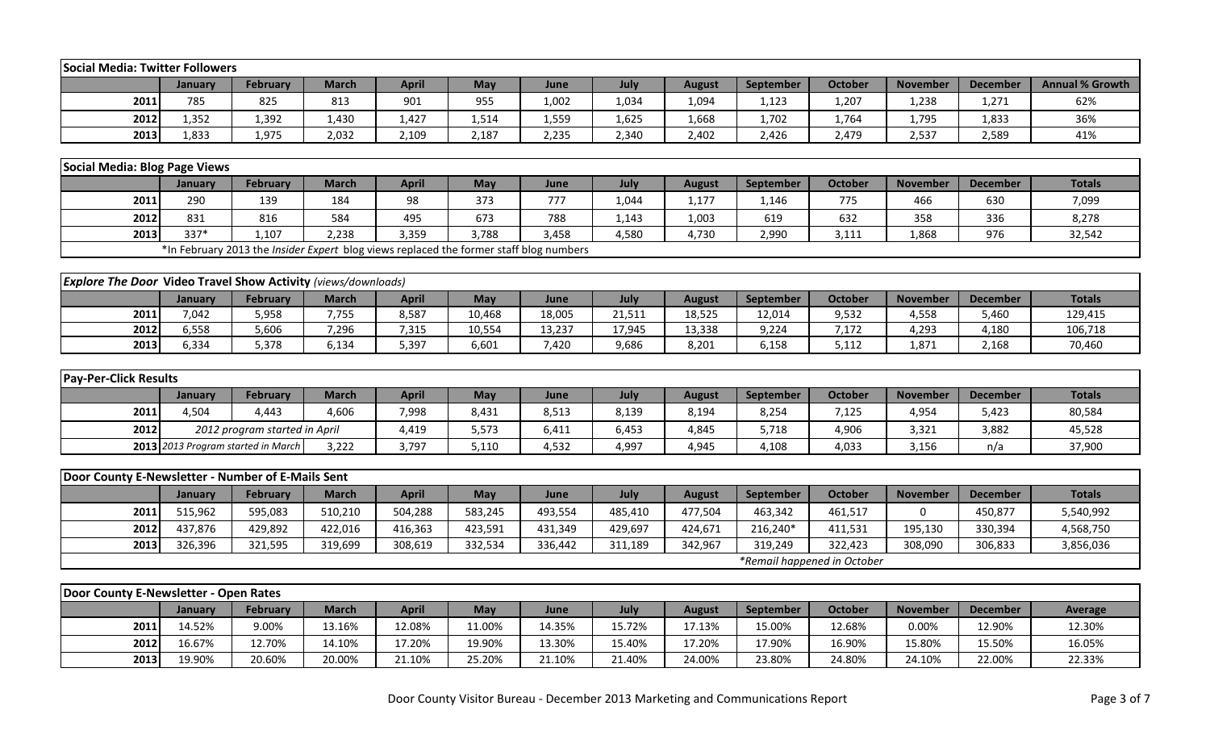| Social Media: Twitter Followers | | | | | | | | | | | | | |
|---|---|---|---|---|---|---|---|---|---|---|---|---|---|
| | January | February | March | April | May | June | July | August | September | October | November | December | Annual % Growth |
| 2011 | 785 | 825 | 813 | 901 | 955 | 1,002 | 1,034 | 1,094 | 1,123 | 1,207 | 1,238 | 1,271 | 62% |
| 2012 | 1,352 | 1,392 | 1,430 | 1,427 | 1,514 | 1,559 | 1,625 | 1,668 | 1,702 | 1,764 | 1,795 | 1,833 | 36% |
| 2013 | 1,833 | 1,975 | 2,032 | 2,109 | 2,187 | 2,235 | 2,340 | 2,402 | 2,426 | 2,479 | 2,537 | 2,589 | 41% |

| Social Media: Blog Page Views | | | | | | | | | | | | | |
|---|---|---|---|---|---|---|---|---|---|---|---|---|---|
| | January | February | March | April | May | June | July | August | September | October | November | December | Totals |
| 2011 | 290 | 139 | 184 | 98 | 373 | 777 | 1,044 | 1,177 | 1,146 | 775 | 466 | 630 | 7,099 |
| 2012 | 831 | 816 | 584 | 495 | 673 | 788 | 1,143 | 1,003 | 619 | 632 | 358 | 336 | 8,278 |
| 2013 | 337* | 1,107 | 2,238 | 3,359 | 3,788 | 3,458 | 4,580 | 4,730 | 2,990 | 3,111 | 1,868 | 976 | 32,542 |
| | *In February 2013 the *Insider Expert* blog views replaced the former staff blog numbers | | | | | | | | | | | | |

| *Explore The Door* Video Travel Show Activity *(views/downloads)* | | | | | | | | | | | | | |
|---|---|---|---|---|---|---|---|---|---|---|---|---|---|
| | January | February | March | April | May | June | July | August | September | October | November | December | Totals |
| 2011 | 7,042 | 5,958 | 7,755 | 8,587 | 10,468 | 18,005 | 21,511 | 18,525 | 12,014 | 9,532 | 4,558 | 5,460 | 129,415 |
| 2012 | 6,558 | 5,606 | 7,296 | 7,315 | 10,554 | 13,237 | 17,945 | 13,338 | 9,224 | 7,172 | 4,293 | 4,180 | 106,718 |
| 2013 | 6,334 | 5,378 | 6,134 | 5,397 | 6,601 | 7,420 | 9,686 | 8,201 | 6,158 | 5,112 | 1,871 | 2,168 | 70,460 |

| Pay-Per-Click Results | | | | | | | | | | | | | |
|---|---|---|---|---|---|---|---|---|---|---|---|---|---|
| | January | February | March | April | May | June | July | August | September | October | November | December | Totals |
| 2011 | 4,504 | 4,443 | 4,606 | 7,998 | 8,431 | 8,513 | 8,139 | 8,194 | 8,254 | 7,125 | 4,954 | 5,423 | 80,584 |
| 2012 | *2012 program started in April* | | | 4,419 | 5,573 | 6,411 | 6,453 | 4,845 | 5,718 | 4,906 | 3,321 | 3,882 | 45,528 |
| 2013 | *2013 Program started in March* | | 3,222 | 3,797 | 5,110 | 4,532 | 4,997 | 4,945 | 4,108 | 4,033 | 3,156 | n/a | 37,900 |

| Door County E-Newsletter - Number of E-Mails Sent | | | | | | | | | | | | | |
|---|---|---|---|---|---|---|---|---|---|---|---|---|---|
| | January | February | March | April | May | June | July | August | September | October | November | December | Totals |
| 2011 | 515,962 | 595,083 | 510,210 | 504,288 | 583,245 | 493,554 | 485,410 | 477,504 | 463,342 | 461,517 | 0 | 450,877 | 5,540,992 |
| 2012 | 437,876 | 429,892 | 422,016 | 416,363 | 423,591 | 431,349 | 429,697 | 424,671 | 216,240* | 411,531 | 195,130 | 330,394 | 4,568,750 |
| 2013 | 326,396 | 321,595 | 319,699 | 308,619 | 332,534 | 336,442 | 311,189 | 342,967 | 319,249 | 322,423 | 308,090 | 306,833 | 3,856,036 |
| | | | | | | | | | *\*Remail happened in October* | | | | |

| Door County E-Newsletter - Open Rates | | | | | | | | | | | | | |
|---|---|---|---|---|---|---|---|---|---|---|---|---|---|
| | January | February | March | April | May | June | July | August | September | October | November | December | Average |
| 2011 | 14.52% | 9.00% | 13.16% | 12.08% | 11.00% | 14.35% | 15.72% | 17.13% | 15.00% | 12.68% | 0.00% | 12.90% | 12.30% |
| 2012 | 16.67% | 12.70% | 14.10% | 17.20% | 19.90% | 13.30% | 15.40% | 17.20% | 17.90% | 16.90% | 15.80% | 15.50% | 16.05% |
| 2013 | 19.90% | 20.60% | 20.00% | 21.10% | 25.20% | 21.10% | 21.40% | 24.00% | 23.80% | 24.80% | 24.10% | 22.00% | 22.33% |

Door County Visitor Bureau - December 2013 Marketing and Communications Report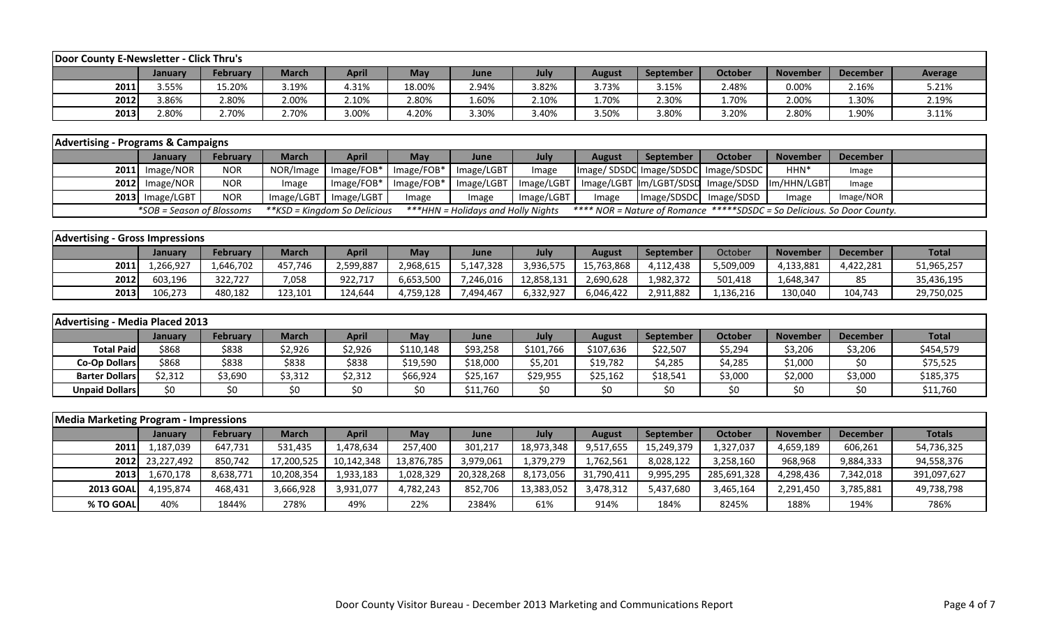## Door County E-Newsletter - Click Thru's

| | January | February | March | April | May | June | July | August | September | October | November | December | Average |
|---|---|---|---|---|---|---|---|---|---|---|---|---|---|
| 2011 | 3.55% | 15.20% | 3.19% | 4.31% | 18.00% | 2.94% | 3.82% | 3.73% | 3.15% | 2.48% | 0.00% | 2.16% | 5.21% |
| 2012 | 3.86% | 2.80% | 2.00% | 2.10% | 2.80% | 1.60% | 2.10% | 1.70% | 2.30% | 1.70% | 2.00% | 1.30% | 2.19% |
| 2013 | 2.80% | 2.70% | 2.70% | 3.00% | 4.20% | 3.30% | 3.40% | 3.50% | 3.80% | 3.20% | 2.80% | 1.90% | 3.11% |

## Advertising - Programs & Campaigns

| | January | February | March | April | May | June | July | August | September | October | November | December | |
|---|---|---|---|---|---|---|---|---|---|---|---|---|---|
| 2011 | Image/NOR | NOR | NOR/Image | Image/FOB* | Image/FOB* | Image/LGBT | Image | Image/ SDSDC | Image/SDSDC | Image/SDSDC | HHN* | Image | |
| 2012 | Image/NOR | NOR | Image | Image/FOB* | Image/FOB* | Image/LGBT | Image/LGBT | Image/LGBT | Im/LGBT/SDSD | Image/SDSD | Im/HHN/LGBT | Image | |
| 2013 | Image/LGBT | NOR | Image/LGBT | Image/LGBT | Image | Image | Image/LGBT | Image | Image/SDSDC | Image/SDSD | Image | Image/NOR | |

*SOB = Season of Blossoms  **KSD = Kingdom So Delicious  ***HHN = Holidays and Holly Nights  **** NOR = Nature of Romance  *****SDSDC = So Delicious. So Door County.

## Advertising - Gross Impressions

| | January | February | March | April | May | June | July | August | September | October | November | December | Total |
|---|---|---|---|---|---|---|---|---|---|---|---|---|---|
| 2011 | 1,266,927 | 1,646,702 | 457,746 | 2,599,887 | 2,968,615 | 5,147,328 | 3,936,575 | 15,763,868 | 4,112,438 | 5,509,009 | 4,133,881 | 4,422,281 | 51,965,257 |
| 2012 | 603,196 | 322,727 | 7,058 | 922,717 | 6,653,500 | 7,246,016 | 12,858,131 | 2,690,628 | 1,982,372 | 501,418 | 1,648,347 | 85 | 35,436,195 |
| 2013 | 106,273 | 480,182 | 123,101 | 124,644 | 4,759,128 | 7,494,467 | 6,332,927 | 6,046,422 | 2,911,882 | 1,136,216 | 130,040 | 104,743 | 29,750,025 |

## Advertising - Media Placed 2013

| | January | February | March | April | May | June | July | August | September | October | November | December | Total |
|---|---|---|---|---|---|---|---|---|---|---|---|---|---|
| Total Paid | $868 | $838 | $2,926 | $2,926 | $110,148 | $93,258 | $101,766 | $107,636 | $22,507 | $5,294 | $3,206 | $3,206 | $454,579 |
| Co-Op Dollars | $868 | $838 | $838 | $838 | $19,590 | $18,000 | $5,201 | $19,782 | $4,285 | $4,285 | $1,000 | $0 | $75,525 |
| Barter Dollars | $2,312 | $3,690 | $3,312 | $2,312 | $66,924 | $25,167 | $29,955 | $25,162 | $18,541 | $3,000 | $2,000 | $3,000 | $185,375 |
| Unpaid Dollars | $0 | $0 | $0 | $0 | $0 | $11,760 | $0 | $0 | $0 | $0 | $0 | $0 | $11,760 |

## Media Marketing Program - Impressions

| | January | February | March | April | May | June | July | August | September | October | November | December | Totals |
|---|---|---|---|---|---|---|---|---|---|---|---|---|---|
| 2011 | 1,187,039 | 647,731 | 531,435 | 1,478,634 | 257,400 | 301,217 | 18,973,348 | 9,517,655 | 15,249,379 | 1,327,037 | 4,659,189 | 606,261 | 54,736,325 |
| 2012 | 23,227,492 | 850,742 | 17,200,525 | 10,142,348 | 13,876,785 | 3,979,061 | 1,379,279 | 1,762,561 | 8,028,122 | 3,258,160 | 968,968 | 9,884,333 | 94,558,376 |
| 2013 | 1,670,178 | 8,638,771 | 10,208,354 | 1,933,183 | 1,028,329 | 20,328,268 | 8,173,056 | 31,790,411 | 9,995,295 | 285,691,328 | 4,298,436 | 7,342,018 | 391,097,627 |
| 2013 GOAL | 4,195,874 | 468,431 | 3,666,928 | 3,931,077 | 4,782,243 | 852,706 | 13,383,052 | 3,478,312 | 5,437,680 | 3,465,164 | 2,291,450 | 3,785,881 | 49,738,798 |
| % TO GOAL | 40% | 1844% | 278% | 49% | 22% | 2384% | 61% | 914% | 184% | 8245% | 188% | 194% | 786% |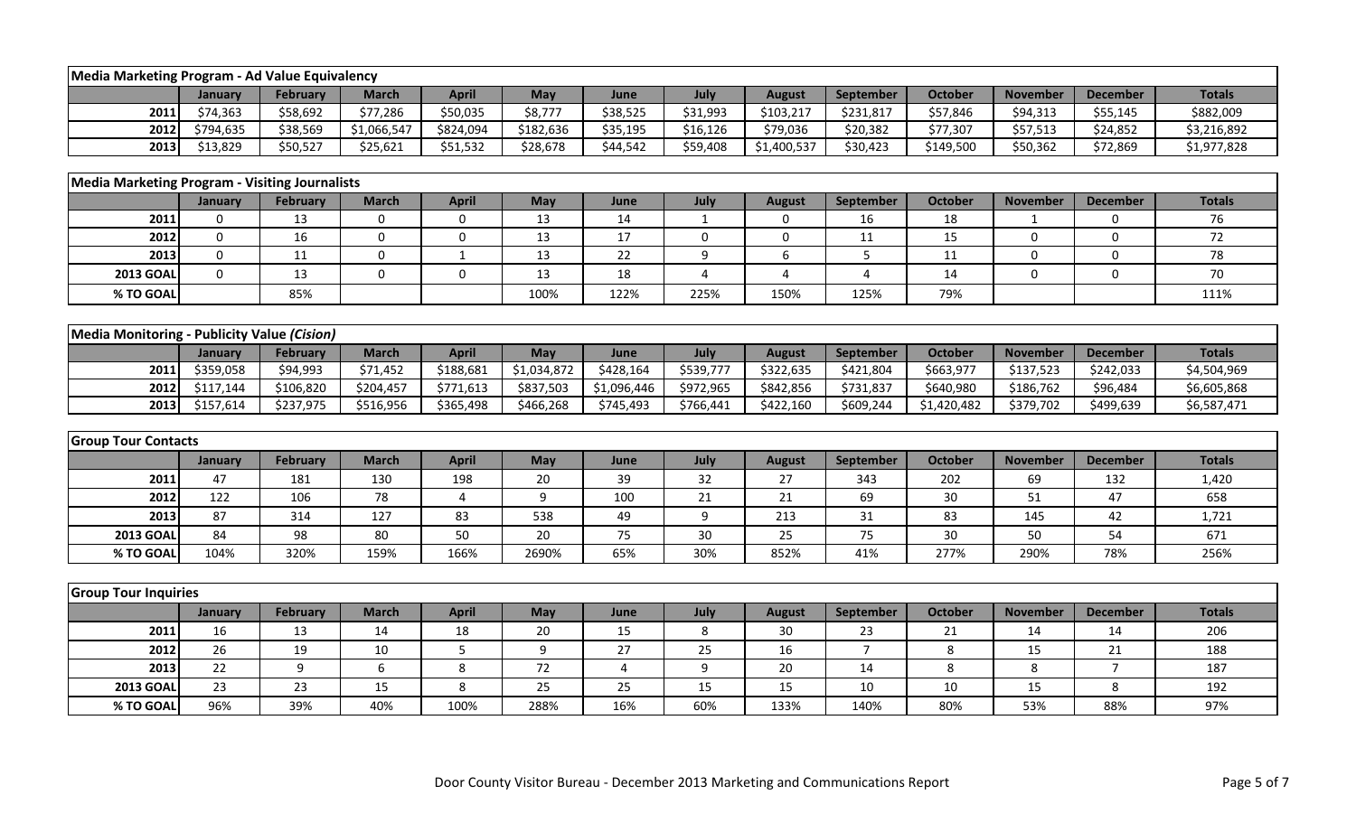## Media Marketing Program - Ad Value Equivalency

| | January | February | March | April | May | June | July | August | September | October | November | December | Totals |
|---|---|---|---|---|---|---|---|---|---|---|---|---|---|
| 2011 | $74,363 | $58,692 | $77,286 | $50,035 | $8,777 | $38,525 | $31,993 | $103,217 | $231,817 | $57,846 | $94,313 | $55,145 | $882,009 |
| 2012 | $794,635 | $38,569 | $1,066,547 | $824,094 | $182,636 | $35,195 | $16,126 | $79,036 | $20,382 | $77,307 | $57,513 | $24,852 | $3,216,892 |
| 2013 | $13,829 | $50,527 | $25,621 | $51,532 | $28,678 | $44,542 | $59,408 | $1,400,537 | $30,423 | $149,500 | $50,362 | $72,869 | $1,977,828 |

## Media Marketing Program - Visiting Journalists

| | January | February | March | April | May | June | July | August | September | October | November | December | Totals |
|---|---|---|---|---|---|---|---|---|---|---|---|---|---|
| 2011 | 0 | 13 | 0 | 0 | 13 | 14 | 1 | 0 | 16 | 18 | 1 | 0 | 76 |
| 2012 | 0 | 16 | 0 | 0 | 13 | 17 | 0 | 0 | 11 | 15 | 0 | 0 | 72 |
| 2013 | 0 | 11 | 0 | 1 | 13 | 22 | 9 | 6 | 5 | 11 | 0 | 0 | 78 |
| 2013 GOAL | 0 | 13 | 0 | 0 | 13 | 18 | 4 | 4 | 4 | 14 | 0 | 0 | 70 |
| % TO GOAL | | 85% | | | 100% | 122% | 225% | 150% | 125% | 79% | | | 111% |

## Media Monitoring - Publicity Value *(Cision)*

| | January | February | March | April | May | June | July | August | September | October | November | December | Totals |
|---|---|---|---|---|---|---|---|---|---|---|---|---|---|
| 2011 | $359,058 | $94,993 | $71,452 | $188,681 | $1,034,872 | $428,164 | $539,777 | $322,635 | $421,804 | $663,977 | $137,523 | $242,033 | $4,504,969 |
| 2012 | $117,144 | $106,820 | $204,457 | $771,613 | $837,503 | $1,096,446 | $972,965 | $842,856 | $731,837 | $640,980 | $186,762 | $96,484 | $6,605,868 |
| 2013 | $157,614 | $237,975 | $516,956 | $365,498 | $466,268 | $745,493 | $766,441 | $422,160 | $609,244 | $1,420,482 | $379,702 | $499,639 | $6,587,471 |

## Group Tour Contacts

| | January | February | March | April | May | June | July | August | September | October | November | December | Totals |
|---|---|---|---|---|---|---|---|---|---|---|---|---|---|
| 2011 | 47 | 181 | 130 | 198 | 20 | 39 | 32 | 27 | 343 | 202 | 69 | 132 | 1,420 |
| 2012 | 122 | 106 | 78 | 4 | 9 | 100 | 21 | 21 | 69 | 30 | 51 | 47 | 658 |
| 2013 | 87 | 314 | 127 | 83 | 538 | 49 | 9 | 213 | 31 | 83 | 145 | 42 | 1,721 |
| 2013 GOAL | 84 | 98 | 80 | 50 | 20 | 75 | 30 | 25 | 75 | 30 | 50 | 54 | 671 |
| % TO GOAL | 104% | 320% | 159% | 166% | 2690% | 65% | 30% | 852% | 41% | 277% | 290% | 78% | 256% |

## Group Tour Inquiries

| | January | February | March | April | May | June | July | August | September | October | November | December | Totals |
|---|---|---|---|---|---|---|---|---|---|---|---|---|---|
| 2011 | 16 | 13 | 14 | 18 | 20 | 15 | 8 | 30 | 23 | 21 | 14 | 14 | 206 |
| 2012 | 26 | 19 | 10 | 5 | 9 | 27 | 25 | 16 | 7 | 8 | 15 | 21 | 188 |
| 2013 | 22 | 9 | 6 | 8 | 72 | 4 | 9 | 20 | 14 | 8 | 8 | 7 | 187 |
| 2013 GOAL | 23 | 23 | 15 | 8 | 25 | 25 | 15 | 15 | 10 | 10 | 15 | 8 | 192 |
| % TO GOAL | 96% | 39% | 40% | 100% | 288% | 16% | 60% | 133% | 140% | 80% | 53% | 88% | 97% |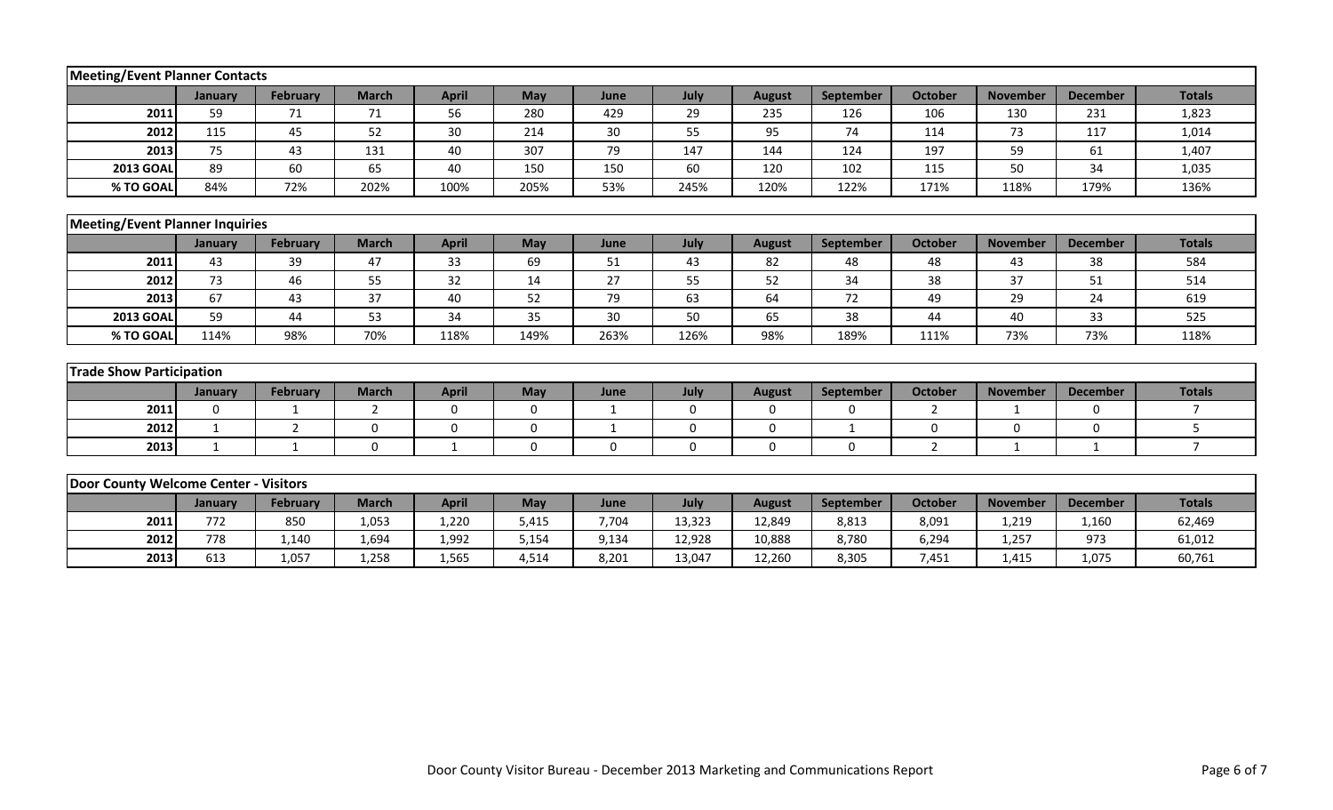## Meeting/Event Planner Contacts

| | January | February | March | April | May | June | July | August | September | October | November | December | Totals |
|---|---|---|---|---|---|---|---|---|---|---|---|---|---|
| **2011** | 59 | 71 | 71 | 56 | 280 | 429 | 29 | 235 | 126 | 106 | 130 | 231 | 1,823 |
| **2012** | 115 | 45 | 52 | 30 | 214 | 30 | 55 | 95 | 74 | 114 | 73 | 117 | 1,014 |
| **2013** | 75 | 43 | 131 | 40 | 307 | 79 | 147 | 144 | 124 | 197 | 59 | 61 | 1,407 |
| **2013 GOAL** | 89 | 60 | 65 | 40 | 150 | 150 | 60 | 120 | 102 | 115 | 50 | 34 | 1,035 |
| **% TO GOAL** | 84% | 72% | 202% | 100% | 205% | 53% | 245% | 120% | 122% | 171% | 118% | 179% | 136% |

## Meeting/Event Planner Inquiries

| | January | February | March | April | May | June | July | August | September | October | November | December | Totals |
|---|---|---|---|---|---|---|---|---|---|---|---|---|---|
| **2011** | 43 | 39 | 47 | 33 | 69 | 51 | 43 | 82 | 48 | 48 | 43 | 38 | 584 |
| **2012** | 73 | 46 | 55 | 32 | 14 | 27 | 55 | 52 | 34 | 38 | 37 | 51 | 514 |
| **2013** | 67 | 43 | 37 | 40 | 52 | 79 | 63 | 64 | 72 | 49 | 29 | 24 | 619 |
| **2013 GOAL** | 59 | 44 | 53 | 34 | 35 | 30 | 50 | 65 | 38 | 44 | 40 | 33 | 525 |
| **% TO GOAL** | 114% | 98% | 70% | 118% | 149% | 263% | 126% | 98% | 189% | 111% | 73% | 73% | 118% |

## Trade Show Participation

| | January | February | March | April | May | June | July | August | September | October | November | December | Totals |
|---|---|---|---|---|---|---|---|---|---|---|---|---|---|
| **2011** | 0 | 1 | 2 | 0 | 0 | 1 | 0 | 0 | 0 | 2 | 1 | 0 | 7 |
| **2012** | 1 | 2 | 0 | 0 | 0 | 1 | 0 | 0 | 1 | 0 | 0 | 0 | 5 |
| **2013** | 1 | 1 | 0 | 1 | 0 | 0 | 0 | 0 | 0 | 2 | 1 | 1 | 7 |

## Door County Welcome Center - Visitors

| | January | February | March | April | May | June | July | August | September | October | November | December | Totals |
|---|---|---|---|---|---|---|---|---|---|---|---|---|---|
| **2011** | 772 | 850 | 1,053 | 1,220 | 5,415 | 7,704 | 13,323 | 12,849 | 8,813 | 8,091 | 1,219 | 1,160 | 62,469 |
| **2012** | 778 | 1,140 | 1,694 | 1,992 | 5,154 | 9,134 | 12,928 | 10,888 | 8,780 | 6,294 | 1,257 | 973 | 61,012 |
| **2013** | 613 | 1,057 | 1,258 | 1,565 | 4,514 | 8,201 | 13,047 | 12,260 | 8,305 | 7,451 | 1,415 | 1,075 | 60,761 |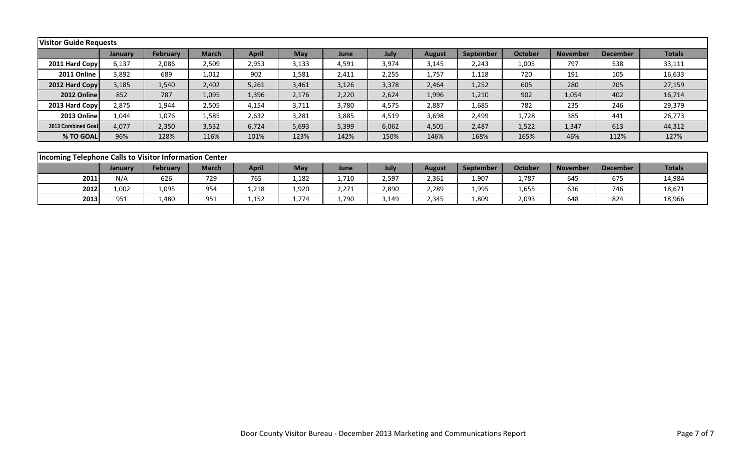## Visitor Guide Requests

| | January | February | March | April | May | June | July | August | September | October | November | December | Totals |
|---|---|---|---|---|---|---|---|---|---|---|---|---|---|
| **2011 Hard Copy** | 6,137 | 2,086 | 2,509 | 2,953 | 3,133 | 4,591 | 3,974 | 3,145 | 2,243 | 1,005 | 797 | 538 | 33,111 |
| **2011 Online** | 3,892 | 689 | 1,012 | 902 | 1,581 | 2,411 | 2,255 | 1,757 | 1,118 | 720 | 191 | 105 | 16,633 |
| **2012 Hard Copy** | 3,185 | 1,540 | 2,402 | 5,261 | 3,461 | 3,126 | 3,378 | 2,464 | 1,252 | 605 | 280 | 205 | 27,159 |
| **2012 Online** | 852 | 787 | 1,095 | 1,396 | 2,176 | 2,220 | 2,624 | 1,996 | 1,210 | 902 | 1,054 | 402 | 16,714 |
| **2013 Hard Copy** | 2,875 | 1,944 | 2,505 | 4,154 | 3,711 | 3,780 | 4,575 | 2,887 | 1,685 | 782 | 235 | 246 | 29,379 |
| **2013 Online** | 1,044 | 1,076 | 1,585 | 2,632 | 3,281 | 3,885 | 4,519 | 3,698 | 2,499 | 1,728 | 385 | 441 | 26,773 |
| **2013 Combined Goal** | 4,077 | 2,350 | 3,532 | 6,724 | 5,693 | 5,399 | 6,062 | 4,505 | 2,487 | 1,522 | 1,347 | 613 | 44,312 |
| **% TO GOAL** | 96% | 128% | 116% | 101% | 123% | 142% | 150% | 146% | 168% | 165% | 46% | 112% | 127% |

## Incoming Telephone Calls to Visitor Information Center

| | January | February | March | April | May | June | July | August | September | October | November | December | Totals |
|---|---|---|---|---|---|---|---|---|---|---|---|---|---|
| **2011** | N/A | 626 | 729 | 765 | 1,182 | 1,710 | 2,597 | 2,361 | 1,907 | 1,787 | 645 | 675 | 14,984 |
| **2012** | 1,002 | 1,095 | 954 | 1,218 | 1,920 | 2,271 | 2,890 | 2,289 | 1,995 | 1,655 | 636 | 746 | 18,671 |
| **2013** | 951 | 1,480 | 951 | 1,152 | 1,774 | 1,790 | 3,149 | 2,345 | 1,809 | 2,093 | 648 | 824 | 18,966 |

Door County Visitor Bureau - December 2013 Marketing and Communications Report